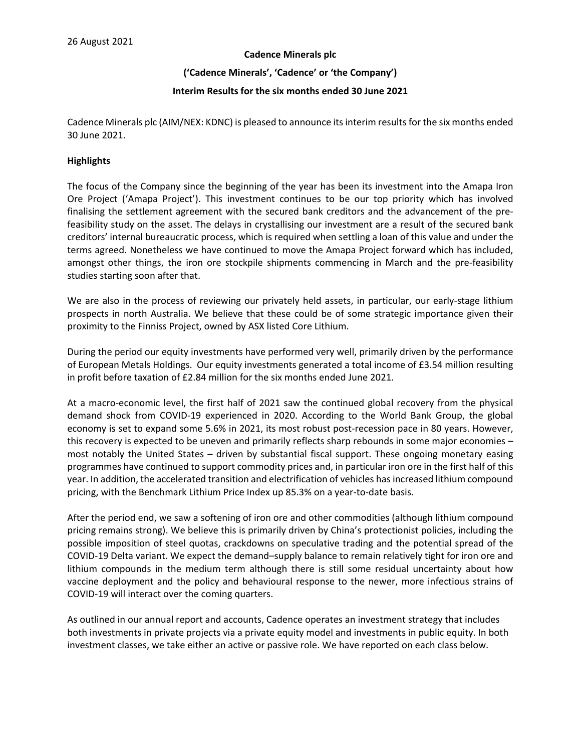26 August 2021

**Cadence Minerals plc**

**('Cadence Minerals', 'Cadence' or 'the Company')**

**Interim Results for the six months ended 30 June 2021**

Cadence Minerals plc (AIM/NEX: KDNC) is pleased to announce its interim results for the six months ended 30 June 2021.

**Highlights**

The focus of the Company since the beginning of the year has been its investment into the Amapa Iron Ore Project ('Amapa Project'). This investment continues to be our top priority which has involved finalising the settlement agreement with the secured bank creditors and the advancement of the pre-feasibility study on the asset. The delays in crystallising our investment are a result of the secured bank creditors' internal bureaucratic process, which is required when settling a loan of this value and under the terms agreed. Nonetheless we have continued to move the Amapa Project forward which has included, amongst other things, the iron ore stockpile shipments commencing in March and the pre-feasibility studies starting soon after that.

We are also in the process of reviewing our privately held assets, in particular, our early-stage lithium prospects in north Australia. We believe that these could be of some strategic importance given their proximity to the Finniss Project, owned by ASX listed Core Lithium.

During the period our equity investments have performed very well, primarily driven by the performance of European Metals Holdings. Our equity investments generated a total income of £3.54 million resulting in profit before taxation of £2.84 million for the six months ended June 2021.

At a macro-economic level, the first half of 2021 saw the continued global recovery from the physical demand shock from COVID-19 experienced in 2020. According to the World Bank Group, the global economy is set to expand some 5.6% in 2021, its most robust post-recession pace in 80 years. However, this recovery is expected to be uneven and primarily reflects sharp rebounds in some major economies – most notably the United States – driven by substantial fiscal support. These ongoing monetary easing programmes have continued to support commodity prices and, in particular iron ore in the first half of this year. In addition, the accelerated transition and electrification of vehicles has increased lithium compound pricing, with the Benchmark Lithium Price Index up 85.3% on a year-to-date basis.

After the period end, we saw a softening of iron ore and other commodities (although lithium compound pricing remains strong). We believe this is primarily driven by China's protectionist policies, including the possible imposition of steel quotas, crackdowns on speculative trading and the potential spread of the COVID-19 Delta variant. We expect the demand–supply balance to remain relatively tight for iron ore and lithium compounds in the medium term although there is still some residual uncertainty about how vaccine deployment and the policy and behavioural response to the newer, more infectious strains of COVID-19 will interact over the coming quarters.

As outlined in our annual report and accounts, Cadence operates an investment strategy that includes both investments in private projects via a private equity model and investments in public equity. In both investment classes, we take either an active or passive role. We have reported on each class below.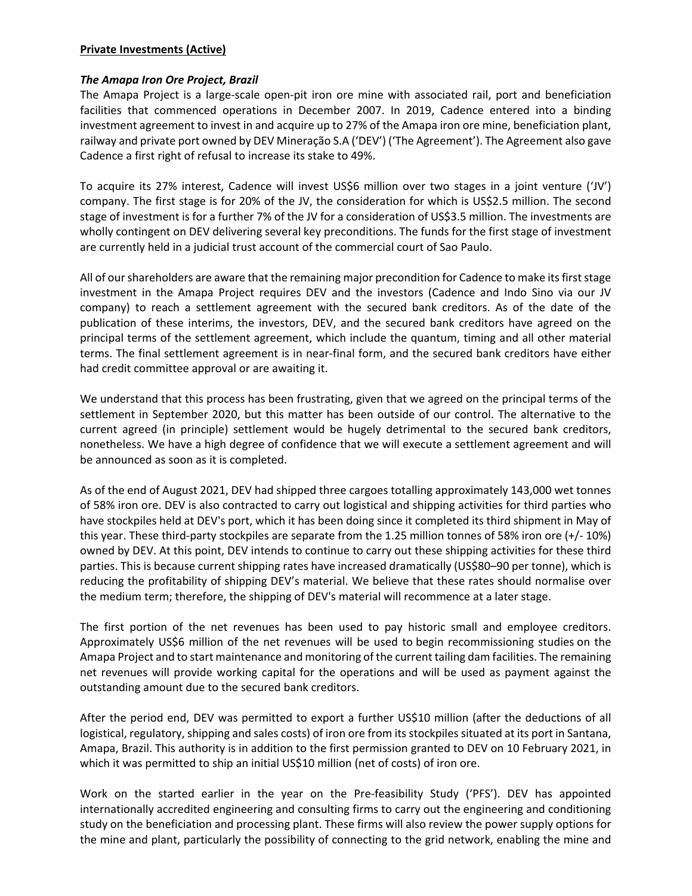**Private Investments (Active)**

***The Amapa Iron Ore Project, Brazil***

The Amapa Project is a large-scale open-pit iron ore mine with associated rail, port and beneficiation facilities that commenced operations in December 2007. In 2019, Cadence entered into a binding investment agreement to invest in and acquire up to 27% of the Amapa iron ore mine, beneficiation plant, railway and private port owned by DEV Mineração S.A ('DEV') ('The Agreement'). The Agreement also gave Cadence a first right of refusal to increase its stake to 49%.

To acquire its 27% interest, Cadence will invest US$6 million over two stages in a joint venture ('JV') company. The first stage is for 20% of the JV, the consideration for which is US$2.5 million. The second stage of investment is for a further 7% of the JV for a consideration of US$3.5 million. The investments are wholly contingent on DEV delivering several key preconditions. The funds for the first stage of investment are currently held in a judicial trust account of the commercial court of Sao Paulo.

All of our shareholders are aware that the remaining major precondition for Cadence to make its first stage investment in the Amapa Project requires DEV and the investors (Cadence and Indo Sino via our JV company) to reach a settlement agreement with the secured bank creditors. As of the date of the publication of these interims, the investors, DEV, and the secured bank creditors have agreed on the principal terms of the settlement agreement, which include the quantum, timing and all other material terms. The final settlement agreement is in near-final form, and the secured bank creditors have either had credit committee approval or are awaiting it.

We understand that this process has been frustrating, given that we agreed on the principal terms of the settlement in September 2020, but this matter has been outside of our control. The alternative to the current agreed (in principle) settlement would be hugely detrimental to the secured bank creditors, nonetheless. We have a high degree of confidence that we will execute a settlement agreement and will be announced as soon as it is completed.

As of the end of August 2021, DEV had shipped three cargoes totalling approximately 143,000 wet tonnes of 58% iron ore. DEV is also contracted to carry out logistical and shipping activities for third parties who have stockpiles held at DEV's port, which it has been doing since it completed its third shipment in May of this year. These third-party stockpiles are separate from the 1.25 million tonnes of 58% iron ore (+/- 10%) owned by DEV. At this point, DEV intends to continue to carry out these shipping activities for these third parties. This is because current shipping rates have increased dramatically (US$80–90 per tonne), which is reducing the profitability of shipping DEV's material. We believe that these rates should normalise over the medium term; therefore, the shipping of DEV's material will recommence at a later stage.

The first portion of the net revenues has been used to pay historic small and employee creditors. Approximately US$6 million of the net revenues will be used to begin recommissioning studies on the Amapa Project and to start maintenance and monitoring of the current tailing dam facilities. The remaining net revenues will provide working capital for the operations and will be used as payment against the outstanding amount due to the secured bank creditors.

After the period end, DEV was permitted to export a further US$10 million (after the deductions of all logistical, regulatory, shipping and sales costs) of iron ore from its stockpiles situated at its port in Santana, Amapa, Brazil. This authority is in addition to the first permission granted to DEV on 10 February 2021, in which it was permitted to ship an initial US$10 million (net of costs) of iron ore.

Work on the started earlier in the year on the Pre-feasibility Study ('PFS'). DEV has appointed internationally accredited engineering and consulting firms to carry out the engineering and conditioning study on the beneficiation and processing plant. These firms will also review the power supply options for the mine and plant, particularly the possibility of connecting to the grid network, enabling the mine and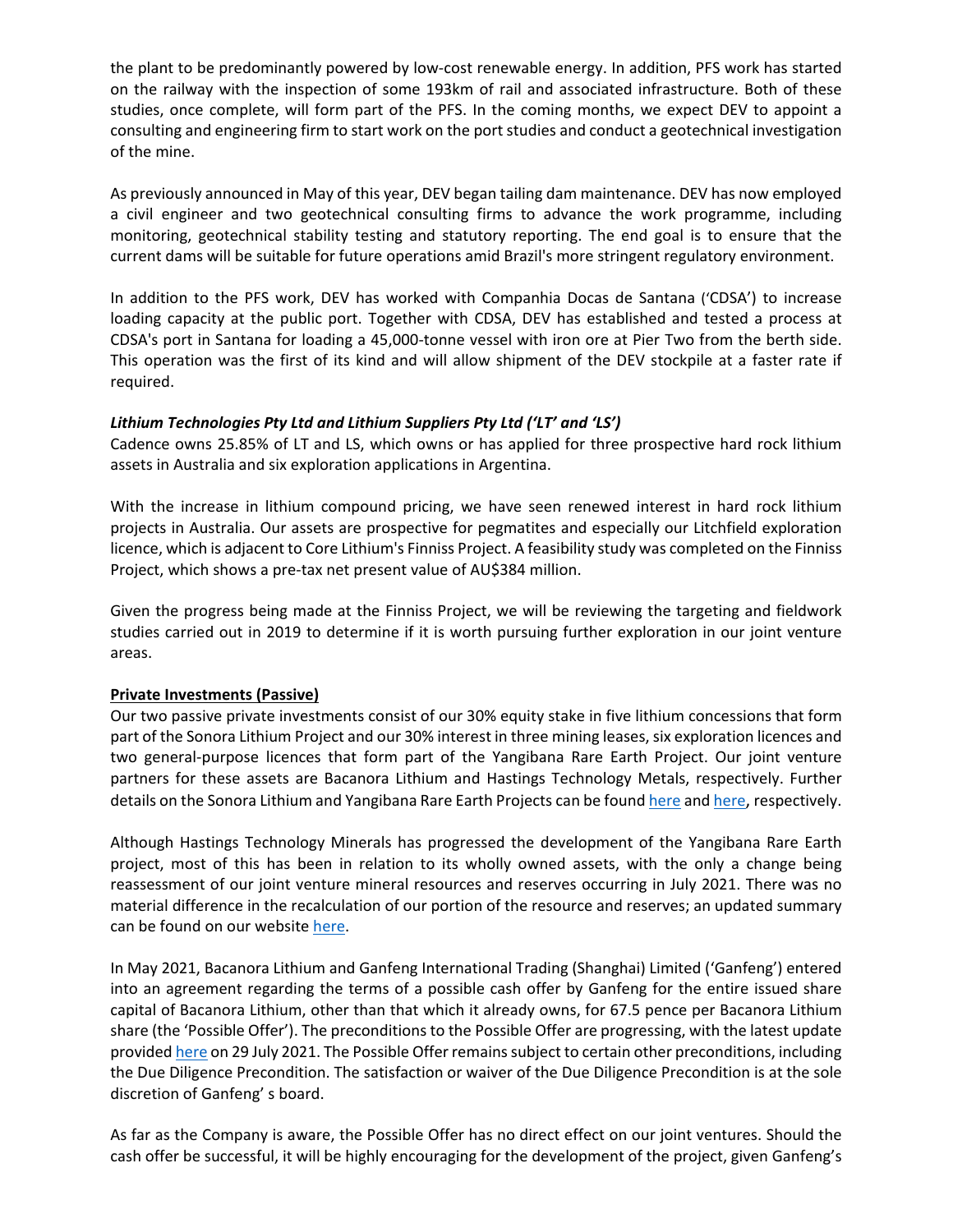the plant to be predominantly powered by low-cost renewable energy. In addition, PFS work has started on the railway with the inspection of some 193km of rail and associated infrastructure. Both of these studies, once complete, will form part of the PFS. In the coming months, we expect DEV to appoint a consulting and engineering firm to start work on the port studies and conduct a geotechnical investigation of the mine.

As previously announced in May of this year, DEV began tailing dam maintenance. DEV has now employed a civil engineer and two geotechnical consulting firms to advance the work programme, including monitoring, geotechnical stability testing and statutory reporting. The end goal is to ensure that the current dams will be suitable for future operations amid Brazil's more stringent regulatory environment.

In addition to the PFS work, DEV has worked with Companhia Docas de Santana ('CDSA') to increase loading capacity at the public port. Together with CDSA, DEV has established and tested a process at CDSA's port in Santana for loading a 45,000-tonne vessel with iron ore at Pier Two from the berth side. This operation was the first of its kind and will allow shipment of the DEV stockpile at a faster rate if required.

***Lithium Technologies Pty Ltd and Lithium Suppliers Pty Ltd ('LT' and 'LS')***

Cadence owns 25.85% of LT and LS, which owns or has applied for three prospective hard rock lithium assets in Australia and six exploration applications in Argentina.

With the increase in lithium compound pricing, we have seen renewed interest in hard rock lithium projects in Australia. Our assets are prospective for pegmatites and especially our Litchfield exploration licence, which is adjacent to Core Lithium's Finniss Project. A feasibility study was completed on the Finniss Project, which shows a pre-tax net present value of AU$384 million.

Given the progress being made at the Finniss Project, we will be reviewing the targeting and fieldwork studies carried out in 2019 to determine if it is worth pursuing further exploration in our joint venture areas.

**Private Investments (Passive)**

Our two passive private investments consist of our 30% equity stake in five lithium concessions that form part of the Sonora Lithium Project and our 30% interest in three mining leases, six exploration licences and two general-purpose licences that form part of the Yangibana Rare Earth Project. Our joint venture partners for these assets are Bacanora Lithium and Hastings Technology Metals, respectively. Further details on the Sonora Lithium and Yangibana Rare Earth Projects can be found here and here, respectively.

Although Hastings Technology Minerals has progressed the development of the Yangibana Rare Earth project, most of this has been in relation to its wholly owned assets, with the only a change being reassessment of our joint venture mineral resources and reserves occurring in July 2021. There was no material difference in the recalculation of our portion of the resource and reserves; an updated summary can be found on our website here.

In May 2021, Bacanora Lithium and Ganfeng International Trading (Shanghai) Limited ('Ganfeng') entered into an agreement regarding the terms of a possible cash offer by Ganfeng for the entire issued share capital of Bacanora Lithium, other than that which it already owns, for 67.5 pence per Bacanora Lithium share (the 'Possible Offer'). The preconditions to the Possible Offer are progressing, with the latest update provided here on 29 July 2021. The Possible Offer remains subject to certain other preconditions, including the Due Diligence Precondition. The satisfaction or waiver of the Due Diligence Precondition is at the sole discretion of Ganfeng' s board.

As far as the Company is aware, the Possible Offer has no direct effect on our joint ventures. Should the cash offer be successful, it will be highly encouraging for the development of the project, given Ganfeng's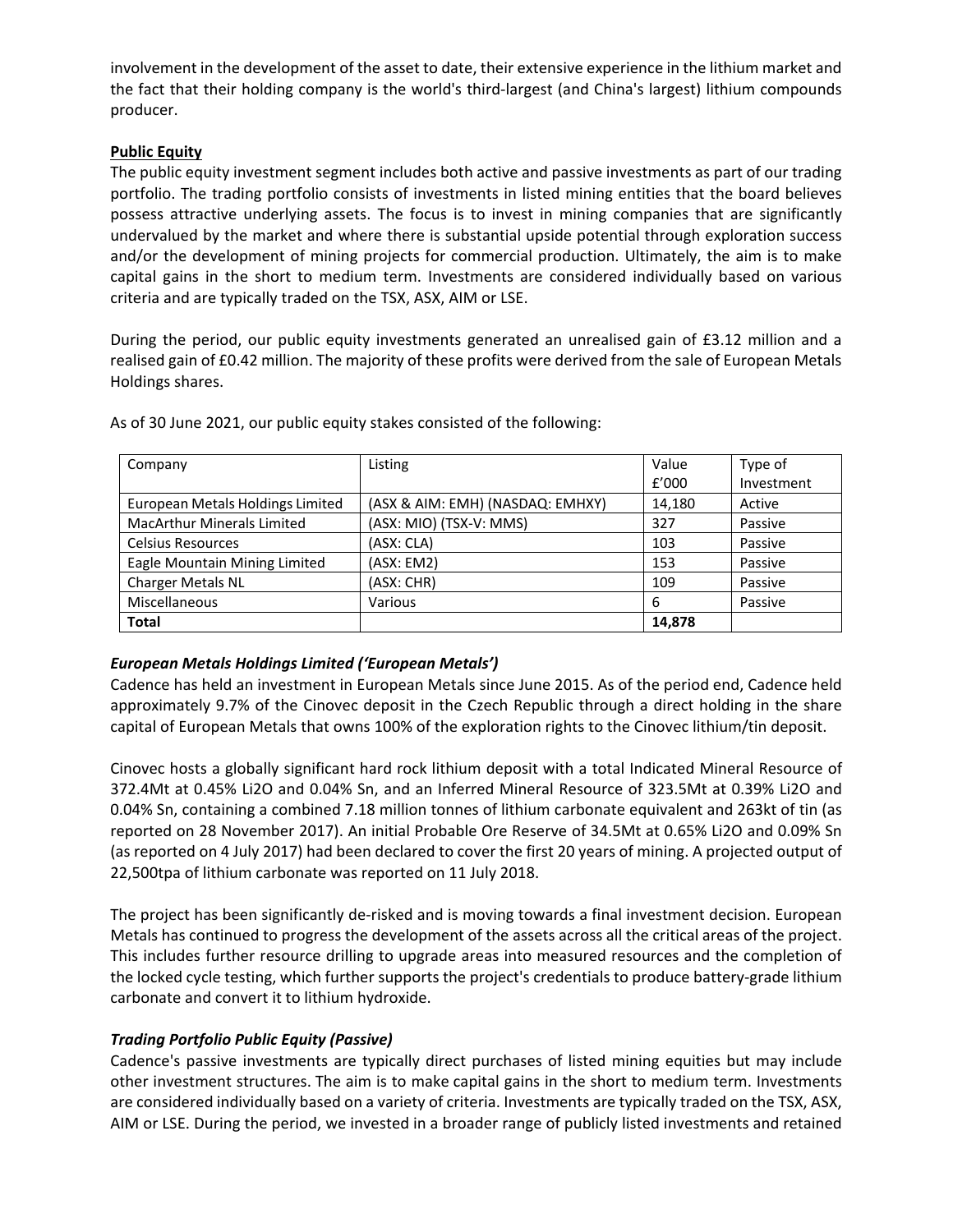involvement in the development of the asset to date, their extensive experience in the lithium market and the fact that their holding company is the world's third-largest (and China's largest) lithium compounds producer.

**Public Equity**

The public equity investment segment includes both active and passive investments as part of our trading portfolio. The trading portfolio consists of investments in listed mining entities that the board believes possess attractive underlying assets. The focus is to invest in mining companies that are significantly undervalued by the market and where there is substantial upside potential through exploration success and/or the development of mining projects for commercial production. Ultimately, the aim is to make capital gains in the short to medium term. Investments are considered individually based on various criteria and are typically traded on the TSX, ASX, AIM or LSE.

During the period, our public equity investments generated an unrealised gain of £3.12 million and a realised gain of £0.42 million. The majority of these profits were derived from the sale of European Metals Holdings shares.

As of 30 June 2021, our public equity stakes consisted of the following:

| Company | Listing | Value £'000 | Type of Investment |
|---|---|---|---|
| European Metals Holdings Limited | (ASX & AIM: EMH) (NASDAQ: EMHXY) | 14,180 | Active |
| MacArthur Minerals Limited | (ASX: MIO) (TSX-V: MMS) | 327 | Passive |
| Celsius Resources | (ASX: CLA) | 103 | Passive |
| Eagle Mountain Mining Limited | (ASX: EM2) | 153 | Passive |
| Charger Metals NL | (ASX: CHR) | 109 | Passive |
| Miscellaneous | Various | 6 | Passive |
| **Total** | | **14,878** | |

***European Metals Holdings Limited ('European Metals')***

Cadence has held an investment in European Metals since June 2015. As of the period end, Cadence held approximately 9.7% of the Cinovec deposit in the Czech Republic through a direct holding in the share capital of European Metals that owns 100% of the exploration rights to the Cinovec lithium/tin deposit.

Cinovec hosts a globally significant hard rock lithium deposit with a total Indicated Mineral Resource of 372.4Mt at 0.45% $Li_2O$ and 0.04% Sn, and an Inferred Mineral Resource of 323.5Mt at 0.39% $Li_2O$ and 0.04% Sn, containing a combined 7.18 million tonnes of lithium carbonate equivalent and 263kt of tin (as reported on 28 November 2017). An initial Probable Ore Reserve of 34.5Mt at 0.65% $Li_2O$ and 0.09% Sn (as reported on 4 July 2017) had been declared to cover the first 20 years of mining. A projected output of 22,500tpa of lithium carbonate was reported on 11 July 2018.

The project has been significantly de-risked and is moving towards a final investment decision. European Metals has continued to progress the development of the assets across all the critical areas of the project. This includes further resource drilling to upgrade areas into measured resources and the completion of the locked cycle testing, which further supports the project's credentials to produce battery-grade lithium carbonate and convert it to lithium hydroxide.

***Trading Portfolio Public Equity (Passive)***

Cadence's passive investments are typically direct purchases of listed mining equities but may include other investment structures. The aim is to make capital gains in the short to medium term. Investments are considered individually based on a variety of criteria. Investments are typically traded on the TSX, ASX, AIM or LSE. During the period, we invested in a broader range of publicly listed investments and retained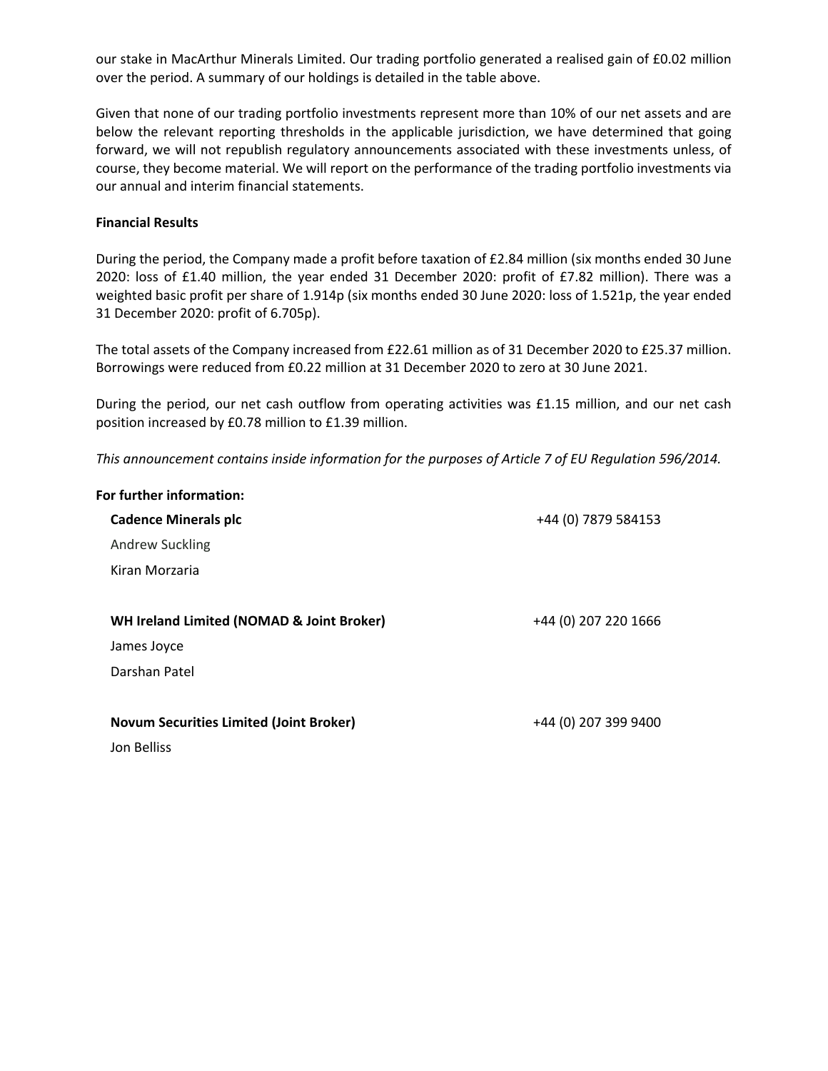our stake in MacArthur Minerals Limited. Our trading portfolio generated a realised gain of £0.02 million over the period. A summary of our holdings is detailed in the table above.

Given that none of our trading portfolio investments represent more than 10% of our net assets and are below the relevant reporting thresholds in the applicable jurisdiction, we have determined that going forward, we will not republish regulatory announcements associated with these investments unless, of course, they become material. We will report on the performance of the trading portfolio investments via our annual and interim financial statements.

**Financial Results**

During the period, the Company made a profit before taxation of £2.84 million (six months ended 30 June 2020: loss of £1.40 million, the year ended 31 December 2020: profit of £7.82 million). There was a weighted basic profit per share of 1.914p (six months ended 30 June 2020: loss of 1.521p, the year ended 31 December 2020: profit of 6.705p).

The total assets of the Company increased from £22.61 million as of 31 December 2020 to £25.37 million. Borrowings were reduced from £0.22 million at 31 December 2020 to zero at 30 June 2021.

During the period, our net cash outflow from operating activities was £1.15 million, and our net cash position increased by £0.78 million to £1.39 million.

*This announcement contains inside information for the purposes of Article 7 of EU Regulation 596/2014.*

**For further information:**

| | |
|---|---|
| **Cadence Minerals plc** | +44 (0) 7879 584153 |
| Andrew Suckling | |
| Kiran Morzaria | |
| | |
| **WH Ireland Limited (NOMAD & Joint Broker)** | +44 (0) 207 220 1666 |
| James Joyce | |
| Darshan Patel | |
| | |
| **Novum Securities Limited (Joint Broker)** | +44 (0) 207 399 9400 |
| Jon Belliss | |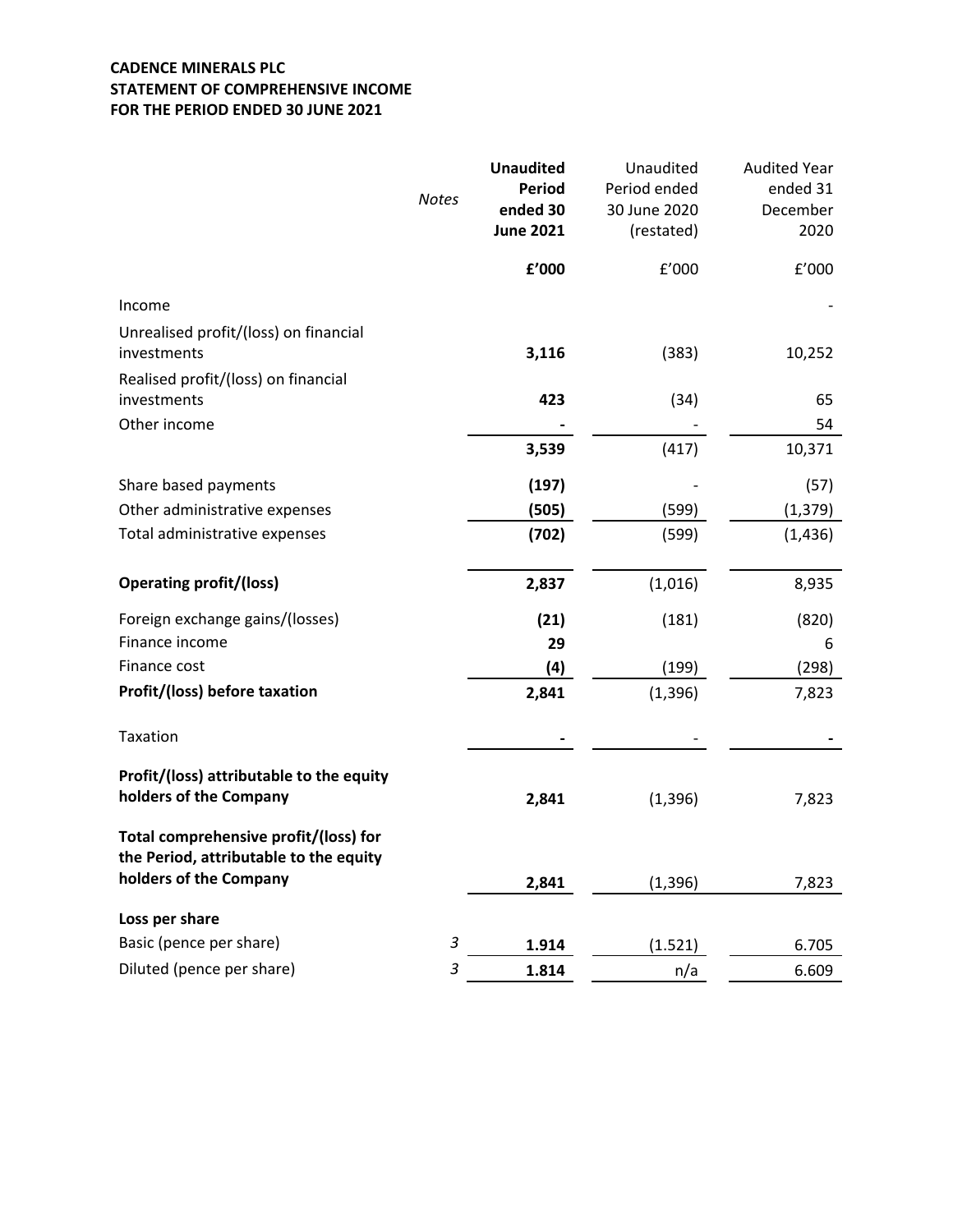**CADENCE MINERALS PLC**
**STATEMENT OF COMPREHENSIVE INCOME**
**FOR THE PERIOD ENDED 30 JUNE 2021**

| | *Notes* | **Unaudited Period ended 30 June 2021** | Unaudited Period ended 30 June 2020 (restated) | Audited Year ended 31 December 2020 |
|---|---|---|---|---|
| | | **£'000** | £'000 | £'000 |
| Income | | | | - |
| Unrealised profit/(loss) on financial investments | | **3,116** | (383) | 10,252 |
| Realised profit/(loss) on financial investments | | **423** | (34) | 65 |
| Other income | | **-** | - | 54 |
| | | **3,539** | (417) | 10,371 |
| Share based payments | | **(197)** | - | (57) |
| Other administrative expenses | | **(505)** | (599) | (1,379) |
| Total administrative expenses | | **(702)** | (599) | (1,436) |
| **Operating profit/(loss)** | | **2,837** | (1,016) | 8,935 |
| Foreign exchange gains/(losses) | | **(21)** | (181) | (820) |
| Finance income | | **29** | | 6 |
| Finance cost | | **(4)** | (199) | (298) |
| **Profit/(loss) before taxation** | | **2,841** | (1,396) | 7,823 |
| Taxation | | **-** | - | **-** |
| **Profit/(loss) attributable to the equity holders of the Company** | | **2,841** | (1,396) | 7,823 |
| **Total comprehensive profit/(loss) for the Period, attributable to the equity holders of the Company** | | **2,841** | (1,396) | 7,823 |
| **Loss per share** | | | | |
| Basic (pence per share) | *3* | **1.914** | (1.521) | 6.705 |
| Diluted (pence per share) | *3* | **1.814** | n/a | 6.609 |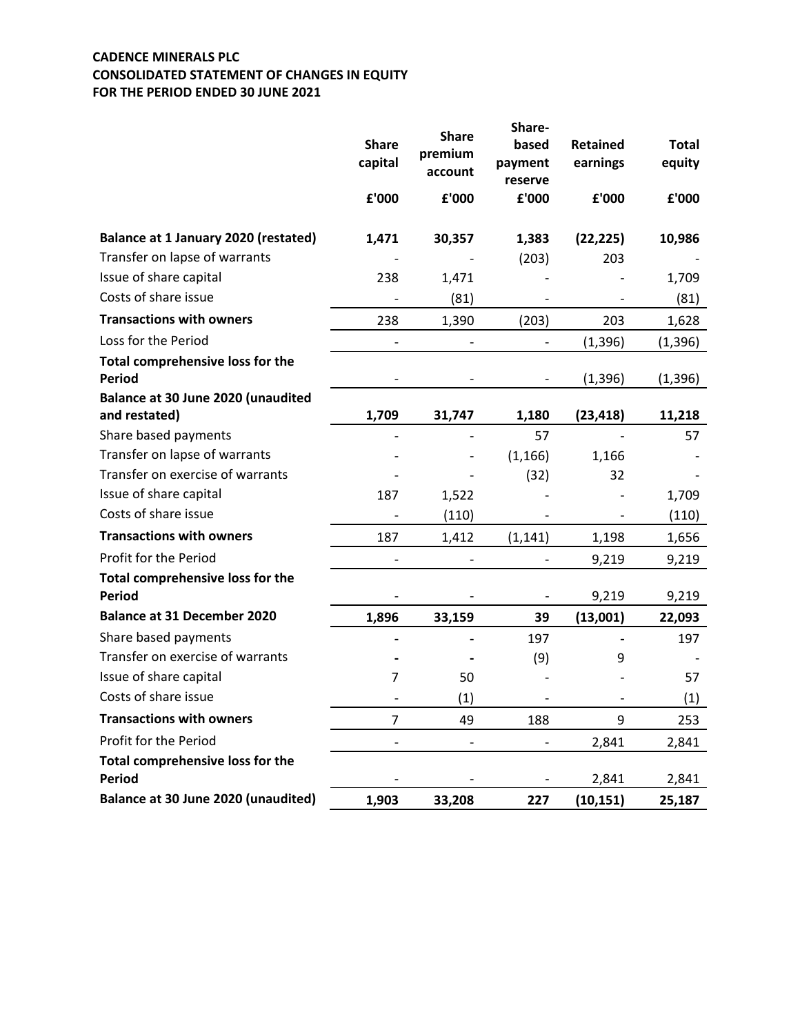**CADENCE MINERALS PLC**
**CONSOLIDATED STATEMENT OF CHANGES IN EQUITY**
**FOR THE PERIOD ENDED 30 JUNE 2021**

| | Share capital | Share premium account | Share-based payment reserve | Retained earnings | Total equity |
|---|---|---|---|---|---|
| | £'000 | £'000 | £'000 | £'000 | £'000 |
| **Balance at 1 January 2020 (restated)** | **1,471** | **30,357** | **1,383** | **(22,225)** | **10,986** |
| Transfer on lapse of warrants | - | - | (203) | 203 | - |
| Issue of share capital | 238 | 1,471 | - | - | 1,709 |
| Costs of share issue | - | (81) | - | - | (81) |
| **Transactions with owners** | 238 | 1,390 | (203) | 203 | 1,628 |
| Loss for the Period | - | - | - | (1,396) | (1,396) |
| **Total comprehensive loss for the Period** | - | - | - | (1,396) | (1,396) |
| **Balance at 30 June 2020 (unaudited and restated)** | **1,709** | **31,747** | **1,180** | **(23,418)** | **11,218** |
| Share based payments | - | - | 57 | - | 57 |
| Transfer on lapse of warrants | - | - | (1,166) | 1,166 | - |
| Transfer on exercise of warrants | - | - | (32) | 32 | - |
| Issue of share capital | 187 | 1,522 | - | - | 1,709 |
| Costs of share issue | - | (110) | - | - | (110) |
| **Transactions with owners** | 187 | 1,412 | (1,141) | 1,198 | 1,656 |
| Profit for the Period | - | - | - | 9,219 | 9,219 |
| **Total comprehensive loss for the Period** | - | - | - | 9,219 | 9,219 |
| **Balance at 31 December 2020** | **1,896** | **33,159** | **39** | **(13,001)** | **22,093** |
| Share based payments | **-** | **-** | 197 | **-** | 197 |
| Transfer on exercise of warrants | **-** | **-** | (9) | 9 | - |
| Issue of share capital | 7 | 50 | - | - | 57 |
| Costs of share issue | - | (1) | - | - | (1) |
| **Transactions with owners** | 7 | 49 | 188 | 9 | 253 |
| Profit for the Period | - | - | - | 2,841 | 2,841 |
| **Total comprehensive loss for the Period** | - | - | - | 2,841 | 2,841 |
| **Balance at 30 June 2020 (unaudited)** | **1,903** | **33,208** | **227** | **(10,151)** | **25,187** |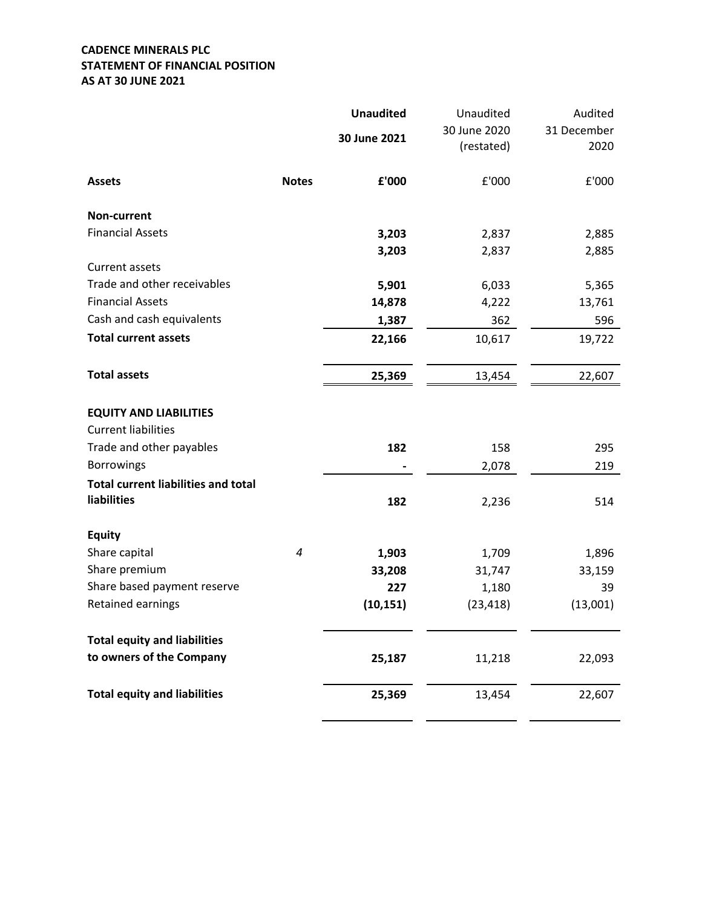**CADENCE MINERALS PLC**
**STATEMENT OF FINANCIAL POSITION**
**AS AT 30 JUNE 2021**

| | | **Unaudited** | Unaudited | Audited |
|---|---|---|---|---|
| | | **30 June 2021** | 30 June 2020 (restated) | 31 December 2020 |
| **Assets** | **Notes** | **£'000** | £'000 | £'000 |
| **Non-current** | | | | |
| Financial Assets | | **3,203** | 2,837 | 2,885 |
| | | **3,203** | 2,837 | 2,885 |
| Current assets | | | | |
| Trade and other receivables | | **5,901** | 6,033 | 5,365 |
| Financial Assets | | **14,878** | 4,222 | 13,761 |
| Cash and cash equivalents | | **1,387** | 362 | 596 |
| **Total current assets** | | **22,166** | 10,617 | 19,722 |
| **Total assets** | | **25,369** | 13,454 | 22,607 |
| **EQUITY AND LIABILITIES** | | | | |
| Current liabilities | | | | |
| Trade and other payables | | **182** | 158 | 295 |
| Borrowings | | **-** | 2,078 | 219 |
| **Total current liabilities and total liabilities** | | **182** | 2,236 | 514 |
| **Equity** | | | | |
| Share capital | *4* | **1,903** | 1,709 | 1,896 |
| Share premium | | **33,208** | 31,747 | 33,159 |
| Share based payment reserve | | **227** | 1,180 | 39 |
| Retained earnings | | **(10,151)** | (23,418) | (13,001) |
| **Total equity and liabilities to owners of the Company** | | **25,187** | 11,218 | 22,093 |
| **Total equity and liabilities** | | **25,369** | 13,454 | 22,607 |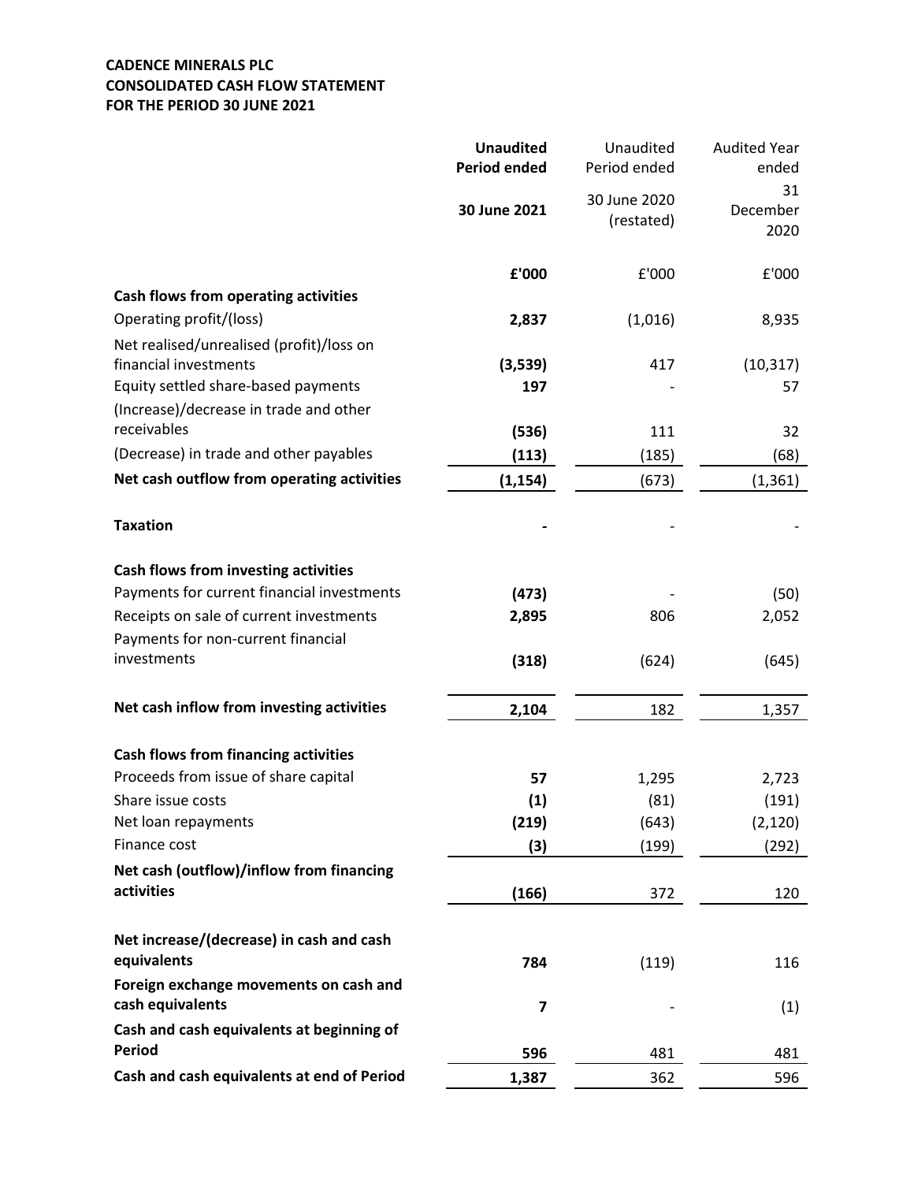**CADENCE MINERALS PLC**
**CONSOLIDATED CASH FLOW STATEMENT**
**FOR THE PERIOD 30 JUNE 2021**

| | **Unaudited Period ended 30 June 2021** | Unaudited Period ended 30 June 2020 (restated) | Audited Year ended 31 December 2020 |
|---|---|---|---|
| | **£'000** | £'000 | £'000 |
| **Cash flows from operating activities** | | | |
| Operating profit/(loss) | **2,837** | (1,016) | 8,935 |
| Net realised/unrealised (profit)/loss on financial investments | **(3,539)** | 417 | (10,317) |
| Equity settled share-based payments | **197** | - | 57 |
| (Increase)/decrease in trade and other receivables | **(536)** | 111 | 32 |
| (Decrease) in trade and other payables | **(113)** | (185) | (68) |
| **Net cash outflow from operating activities** | **(1,154)** | (673) | (1,361) |
| **Taxation** | **-** | - | - |
| **Cash flows from investing activities** | | | |
| Payments for current financial investments | **(473)** | - | (50) |
| Receipts on sale of current investments | **2,895** | 806 | 2,052 |
| Payments for non-current financial investments | **(318)** | (624) | (645) |
| **Net cash inflow from investing activities** | **2,104** | 182 | 1,357 |
| **Cash flows from financing activities** | | | |
| Proceeds from issue of share capital | **57** | 1,295 | 2,723 |
| Share issue costs | **(1)** | (81) | (191) |
| Net loan repayments | **(219)** | (643) | (2,120) |
| Finance cost | **(3)** | (199) | (292) |
| **Net cash (outflow)/inflow from financing activities** | **(166)** | 372 | 120 |
| **Net increase/(decrease) in cash and cash equivalents** | **784** | (119) | 116 |
| **Foreign exchange movements on cash and cash equivalents** | **7** | - | (1) |
| **Cash and cash equivalents at beginning of Period** | **596** | 481 | 481 |
| **Cash and cash equivalents at end of Period** | **1,387** | 362 | 596 |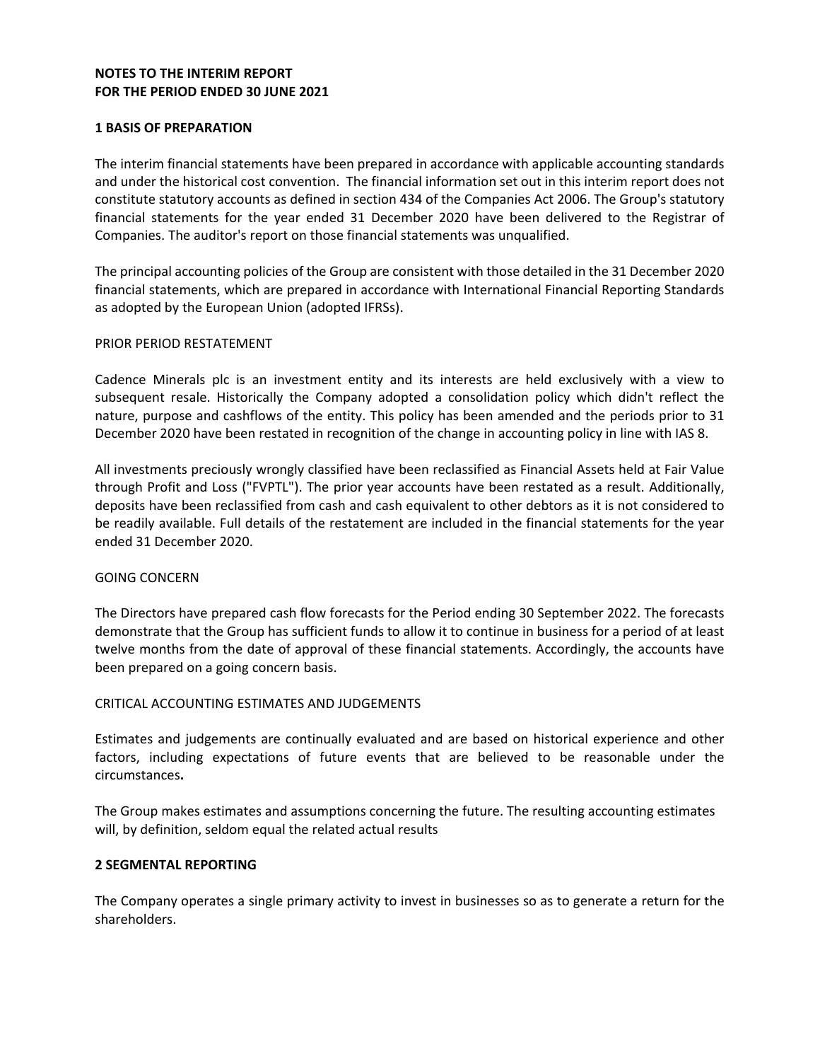## NOTES TO THE INTERIM REPORT
## FOR THE PERIOD ENDED 30 JUNE 2021

### 1 BASIS OF PREPARATION

The interim financial statements have been prepared in accordance with applicable accounting standards and under the historical cost convention. The financial information set out in this interim report does not constitute statutory accounts as defined in section 434 of the Companies Act 2006. The Group's statutory financial statements for the year ended 31 December 2020 have been delivered to the Registrar of Companies. The auditor's report on those financial statements was unqualified.

The principal accounting policies of the Group are consistent with those detailed in the 31 December 2020 financial statements, which are prepared in accordance with International Financial Reporting Standards as adopted by the European Union (adopted IFRSs).

PRIOR PERIOD RESTATEMENT

Cadence Minerals plc is an investment entity and its interests are held exclusively with a view to subsequent resale. Historically the Company adopted a consolidation policy which didn't reflect the nature, purpose and cashflows of the entity. This policy has been amended and the periods prior to 31 December 2020 have been restated in recognition of the change in accounting policy in line with IAS 8.

All investments preciously wrongly classified have been reclassified as Financial Assets held at Fair Value through Profit and Loss ("FVPTL"). The prior year accounts have been restated as a result. Additionally, deposits have been reclassified from cash and cash equivalent to other debtors as it is not considered to be readily available. Full details of the restatement are included in the financial statements for the year ended 31 December 2020.

GOING CONCERN

The Directors have prepared cash flow forecasts for the Period ending 30 September 2022. The forecasts demonstrate that the Group has sufficient funds to allow it to continue in business for a period of at least twelve months from the date of approval of these financial statements. Accordingly, the accounts have been prepared on a going concern basis.

CRITICAL ACCOUNTING ESTIMATES AND JUDGEMENTS

Estimates and judgements are continually evaluated and are based on historical experience and other factors, including expectations of future events that are believed to be reasonable under the circumstances**.**

The Group makes estimates and assumptions concerning the future. The resulting accounting estimates will, by definition, seldom equal the related actual results

### 2 SEGMENTAL REPORTING

The Company operates a single primary activity to invest in businesses so as to generate a return for the shareholders.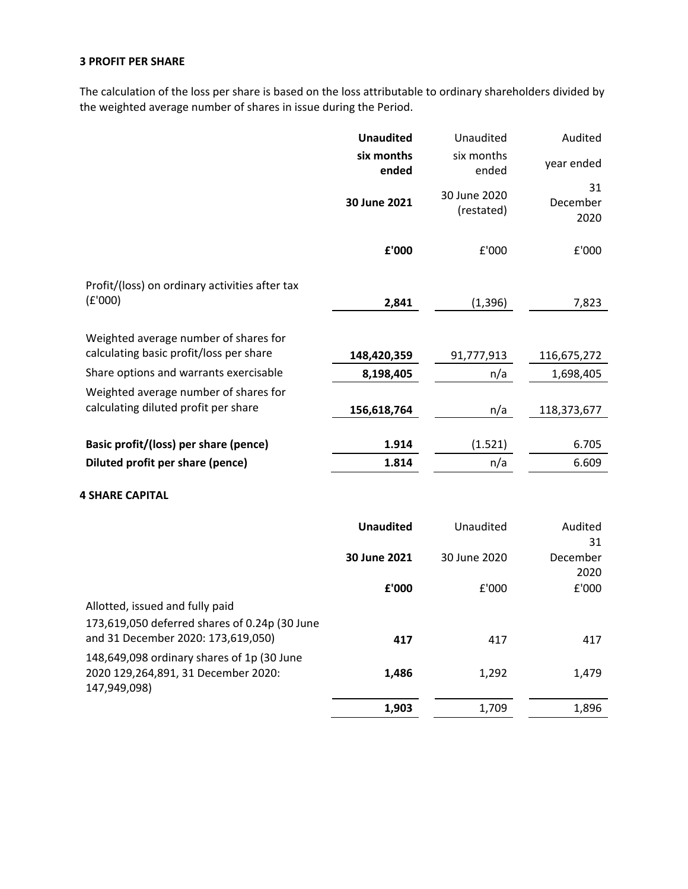### 3 PROFIT PER SHARE

The calculation of the loss per share is based on the loss attributable to ordinary shareholders divided by the weighted average number of shares in issue during the Period.

| | **Unaudited six months ended 30 June 2021** | Unaudited six months ended 30 June 2020 (restated) | Audited year ended 31 December 2020 |
|---|---|---|---|
| | **£'000** | £'000 | £'000 |
| Profit/(loss) on ordinary activities after tax (£'000) | **2,841** | (1,396) | 7,823 |
| Weighted average number of shares for calculating basic profit/loss per share | **148,420,359** | 91,777,913 | 116,675,272 |
| Share options and warrants exercisable | **8,198,405** | n/a | 1,698,405 |
| Weighted average number of shares for calculating diluted profit per share | **156,618,764** | n/a | 118,373,677 |
| **Basic profit/(loss) per share (pence)** | **1.914** | (1.521) | 6.705 |
| **Diluted profit per share (pence)** | **1.814** | n/a | 6.609 |

### 4 SHARE CAPITAL

| | **Unaudited 30 June 2021** | Unaudited 30 June 2020 | Audited 31 December 2020 |
|---|---|---|---|
| | **£'000** | £'000 | £'000 |
| Allotted, issued and fully paid | | | |
| 173,619,050 deferred shares of 0.24p (30 June and 31 December 2020: 173,619,050) | **417** | 417 | 417 |
| 148,649,098 ordinary shares of 1p (30 June 2020 129,264,891, 31 December 2020: 147,949,098) | **1,486** | 1,292 | 1,479 |
| | **1,903** | 1,709 | 1,896 |